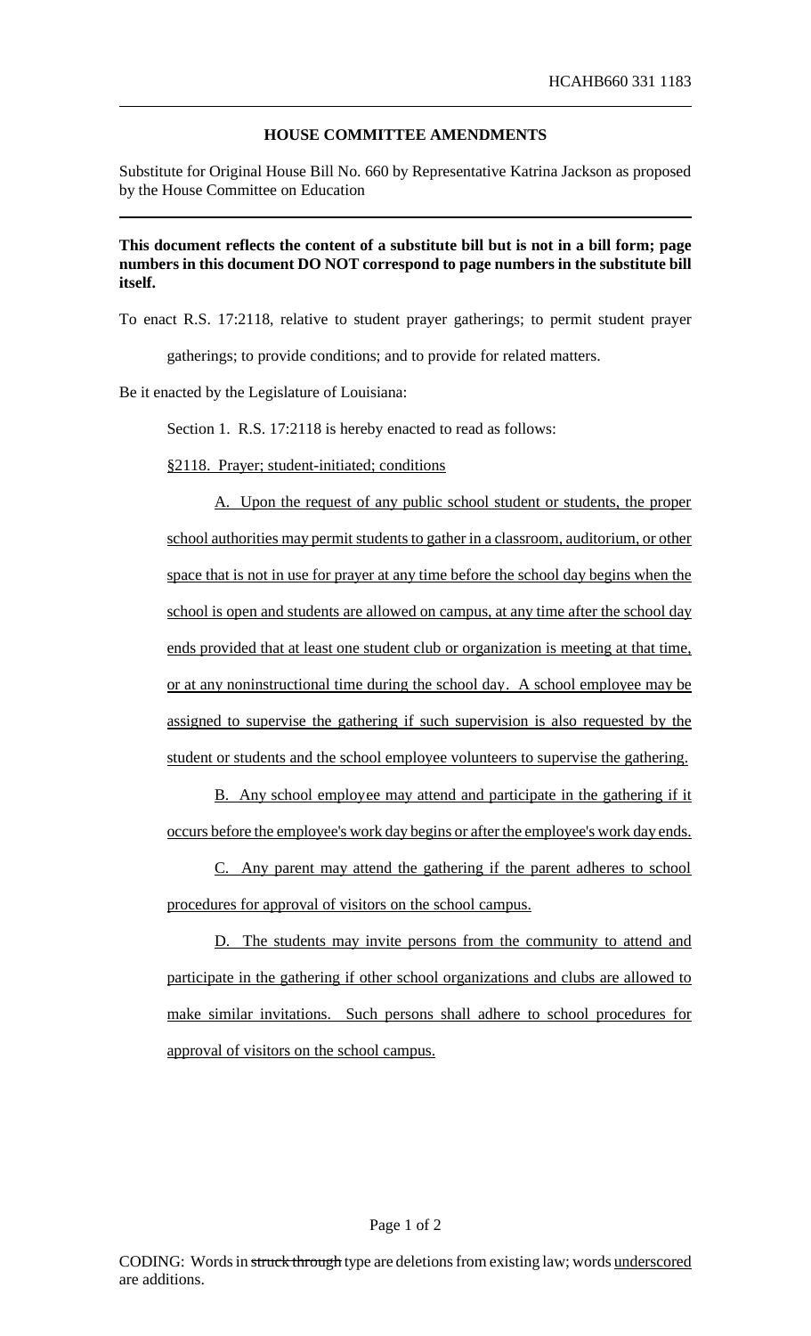HCAHB660 331 1183

## HOUSE COMMITTEE AMENDMENTS

Substitute for Original House Bill No. 660 by Representative Katrina Jackson as proposed by the House Committee on Education

**This document reflects the content of a substitute bill but is not in a bill form; page numbers in this document DO NOT correspond to page numbers in the substitute bill itself.**

To enact R.S. 17:2118, relative to student prayer gatherings; to permit student prayer gatherings; to provide conditions; and to provide for related matters.

Be it enacted by the Legislature of Louisiana:

Section 1. R.S. 17:2118 is hereby enacted to read as follows:

§2118. Prayer; student-initiated; conditions

A. Upon the request of any public school student or students, the proper school authorities may permit students to gather in a classroom, auditorium, or other space that is not in use for prayer at any time before the school day begins when the school is open and students are allowed on campus, at any time after the school day ends provided that at least one student club or organization is meeting at that time, or at any noninstructional time during the school day. A school employee may be assigned to supervise the gathering if such supervision is also requested by the student or students and the school employee volunteers to supervise the gathering.

B. Any school employee may attend and participate in the gathering if it occurs before the employee's work day begins or after the employee's work day ends.

C. Any parent may attend the gathering if the parent adheres to school procedures for approval of visitors on the school campus.

D. The students may invite persons from the community to attend and participate in the gathering if other school organizations and clubs are allowed to make similar invitations. Such persons shall adhere to school procedures for approval of visitors on the school campus.

CODING: Words in ~~struck through~~ type are deletions from existing law; words underscored are additions.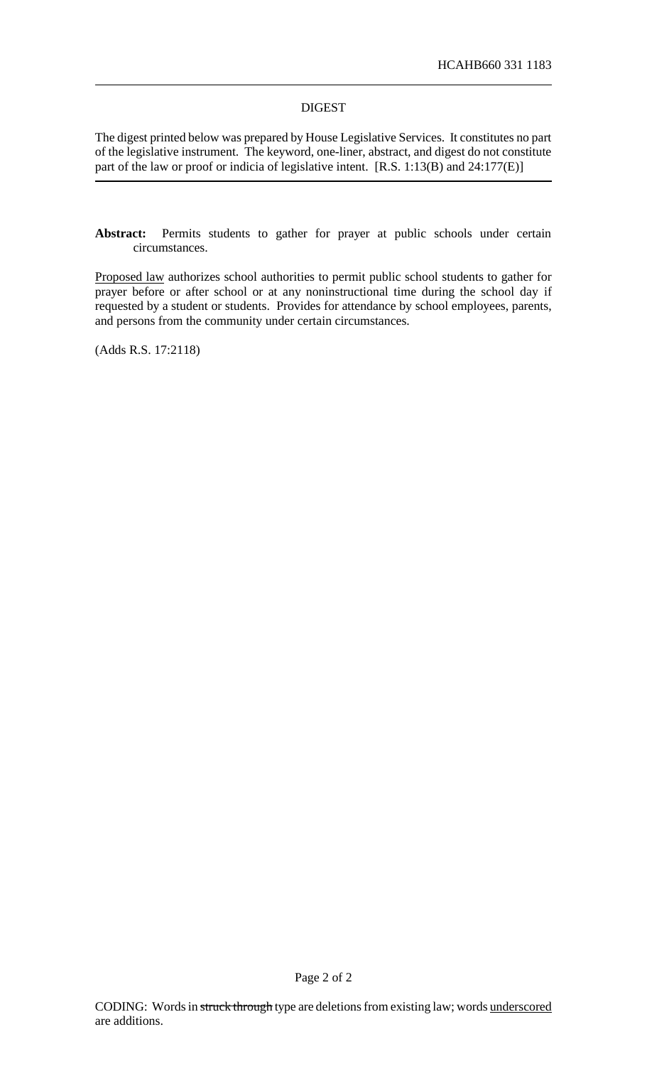# DIGEST

The digest printed below was prepared by House Legislative Services. It constitutes no part of the legislative instrument. The keyword, one-liner, abstract, and digest do not constitute part of the law or proof or indicia of legislative intent. [R.S. 1:13(B) and 24:177(E)]

**Abstract:** Permits students to gather for prayer at public schools under certain circumstances.

Proposed law authorizes school authorities to permit public school students to gather for prayer before or after school or at any noninstructional time during the school day if requested by a student or students. Provides for attendance by school employees, parents, and persons from the community under certain circumstances.

(Adds R.S. 17:2118)

CODING: Words in ~~struck through~~ type are deletions from existing law; words underscored are additions.